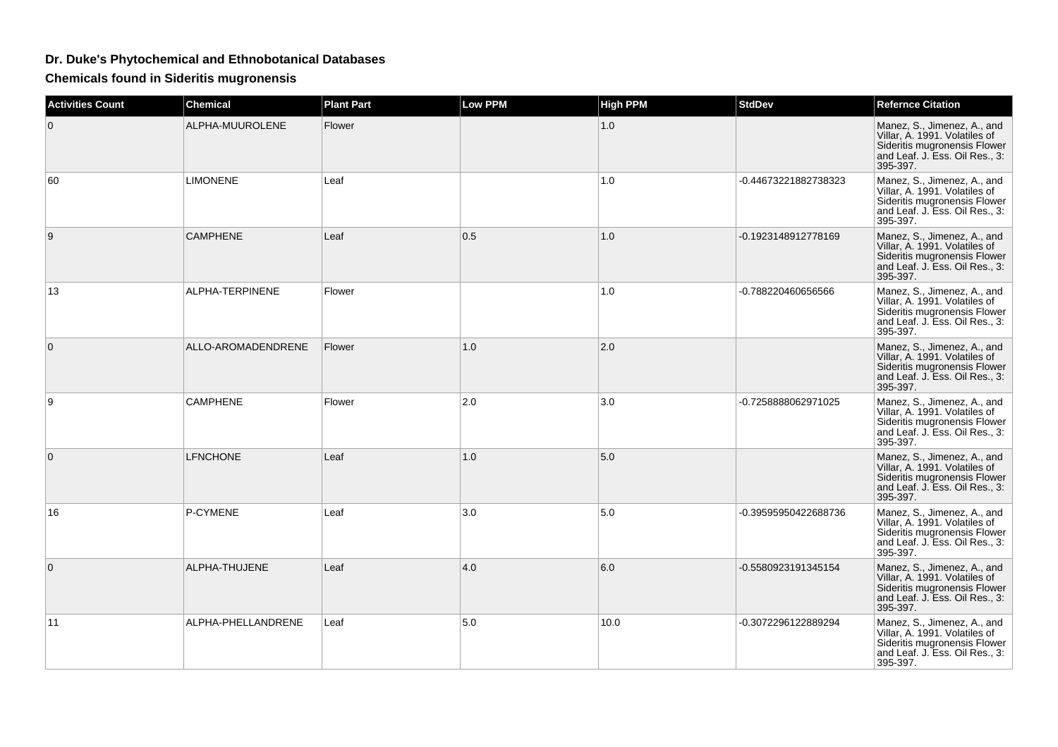# Dr. Duke's Phytochemical and Ethnobotanical Databases

## Chemicals found in Sideritis mugronensis

| Activities Count | Chemical | Plant Part | Low PPM | High PPM | StdDev | Refernce Citation |
|---|---|---|---|---|---|---|
| 0 | ALPHA-MUUROLENE | Flower | | 1.0 | | Manez, S., Jimenez, A., and Villar, A. 1991. Volatiles of Sideritis mugronensis Flower and Leaf. J. Ess. Oil Res., 3: 395-397. |
| 60 | LIMONENE | Leaf | | 1.0 | -0.44673221882738323 | Manez, S., Jimenez, A., and Villar, A. 1991. Volatiles of Sideritis mugronensis Flower and Leaf. J. Ess. Oil Res., 3: 395-397. |
| 9 | CAMPHENE | Leaf | 0.5 | 1.0 | -0.1923148912778169 | Manez, S., Jimenez, A., and Villar, A. 1991. Volatiles of Sideritis mugronensis Flower and Leaf. J. Ess. Oil Res., 3: 395-397. |
| 13 | ALPHA-TERPINENE | Flower | | 1.0 | -0.788220460656566 | Manez, S., Jimenez, A., and Villar, A. 1991. Volatiles of Sideritis mugronensis Flower and Leaf. J. Ess. Oil Res., 3: 395-397. |
| 0 | ALLO-AROMADENDRENE | Flower | 1.0 | 2.0 | | Manez, S., Jimenez, A., and Villar, A. 1991. Volatiles of Sideritis mugronensis Flower and Leaf. J. Ess. Oil Res., 3: 395-397. |
| 9 | CAMPHENE | Flower | 2.0 | 3.0 | -0.7258888062971025 | Manez, S., Jimenez, A., and Villar, A. 1991. Volatiles of Sideritis mugronensis Flower and Leaf. J. Ess. Oil Res., 3: 395-397. |
| 0 | LFNCHONE | Leaf | 1.0 | 5.0 | | Manez, S., Jimenez, A., and Villar, A. 1991. Volatiles of Sideritis mugronensis Flower and Leaf. J. Ess. Oil Res., 3: 395-397. |
| 16 | P-CYMENE | Leaf | 3.0 | 5.0 | -0.39595950422688736 | Manez, S., Jimenez, A., and Villar, A. 1991. Volatiles of Sideritis mugronensis Flower and Leaf. J. Ess. Oil Res., 3: 395-397. |
| 0 | ALPHA-THUJENE | Leaf | 4.0 | 6.0 | -0.5580923191345154 | Manez, S., Jimenez, A., and Villar, A. 1991. Volatiles of Sideritis mugronensis Flower and Leaf. J. Ess. Oil Res., 3: 395-397. |
| 11 | ALPHA-PHELLANDRENE | Leaf | 5.0 | 10.0 | -0.3072296122889294 | Manez, S., Jimenez, A., and Villar, A. 1991. Volatiles of Sideritis mugronensis Flower and Leaf. J. Ess. Oil Res., 3: 395-397. |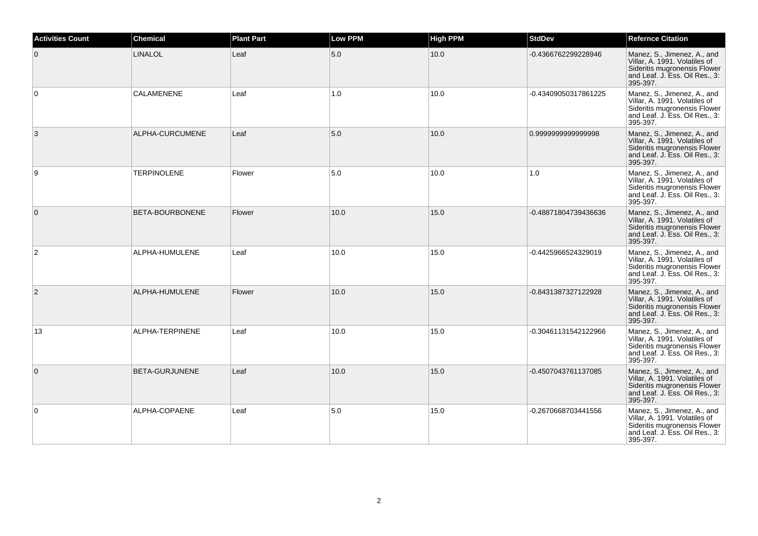| Activities Count | Chemical | Plant Part | Low PPM | High PPM | StdDev | Refernce Citation |
|---|---|---|---|---|---|---|
| 0 | LINALOL | Leaf | 5.0 | 10.0 | -0.4366762299228946 | Manez, S., Jimenez, A., and Villar, A. 1991. Volatiles of Sideritis mugronensis Flower and Leaf. J. Ess. Oil Res., 3: 395-397. |
| 0 | CALAMENENE | Leaf | 1.0 | 10.0 | -0.43409050317861225 | Manez, S., Jimenez, A., and Villar, A. 1991. Volatiles of Sideritis mugronensis Flower and Leaf. J. Ess. Oil Res., 3: 395-397. |
| 3 | ALPHA-CURCUMENE | Leaf | 5.0 | 10.0 | 0.9999999999999998 | Manez, S., Jimenez, A., and Villar, A. 1991. Volatiles of Sideritis mugronensis Flower and Leaf. J. Ess. Oil Res., 3: 395-397. |
| 9 | TERPINOLENE | Flower | 5.0 | 10.0 | 1.0 | Manez, S., Jimenez, A., and Villar, A. 1991. Volatiles of Sideritis mugronensis Flower and Leaf. J. Ess. Oil Res., 3: 395-397. |
| 0 | BETA-BOURBONENE | Flower | 10.0 | 15.0 | -0.48871804739436636 | Manez, S., Jimenez, A., and Villar, A. 1991. Volatiles of Sideritis mugronensis Flower and Leaf. J. Ess. Oil Res., 3: 395-397. |
| 2 | ALPHA-HUMULENE | Leaf | 10.0 | 15.0 | -0.4425966524329019 | Manez, S., Jimenez, A., and Villar, A. 1991. Volatiles of Sideritis mugronensis Flower and Leaf. J. Ess. Oil Res., 3: 395-397. |
| 2 | ALPHA-HUMULENE | Flower | 10.0 | 15.0 | -0.8431387327122928 | Manez, S., Jimenez, A., and Villar, A. 1991. Volatiles of Sideritis mugronensis Flower and Leaf. J. Ess. Oil Res., 3: 395-397. |
| 13 | ALPHA-TERPINENE | Leaf | 10.0 | 15.0 | -0.30461131542122966 | Manez, S., Jimenez, A., and Villar, A. 1991. Volatiles of Sideritis mugronensis Flower and Leaf. J. Ess. Oil Res., 3: 395-397. |
| 0 | BETA-GURJUNENE | Leaf | 10.0 | 15.0 | -0.4507043761137085 | Manez, S., Jimenez, A., and Villar, A. 1991. Volatiles of Sideritis mugronensis Flower and Leaf. J. Ess. Oil Res., 3: 395-397. |
| 0 | ALPHA-COPAENE | Leaf | 5.0 | 15.0 | -0.2670668703441556 | Manez, S., Jimenez, A., and Villar, A. 1991. Volatiles of Sideritis mugronensis Flower and Leaf. J. Ess. Oil Res., 3: 395-397. |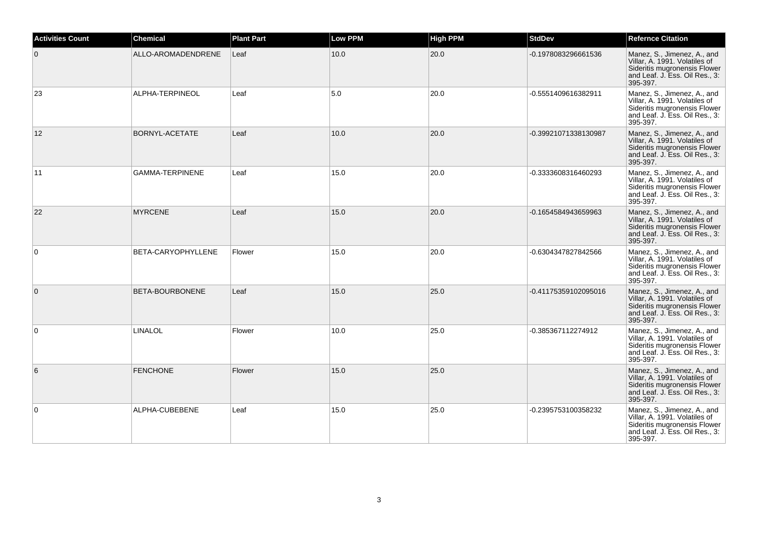| Activities Count | Chemical | Plant Part | Low PPM | High PPM | StdDev | Refernce Citation |
|---|---|---|---|---|---|---|
| 0 | ALLO-AROMADENDRENE | Leaf | 10.0 | 20.0 | -0.1978083296661536 | Manez, S., Jimenez, A., and Villar, A. 1991. Volatiles of Sideritis mugronensis Flower and Leaf. J. Ess. Oil Res., 3: 395-397. |
| 23 | ALPHA-TERPINEOL | Leaf | 5.0 | 20.0 | -0.5551409616382911 | Manez, S., Jimenez, A., and Villar, A. 1991. Volatiles of Sideritis mugronensis Flower and Leaf. J. Ess. Oil Res., 3: 395-397. |
| 12 | BORNYL-ACETATE | Leaf | 10.0 | 20.0 | -0.39921071338130987 | Manez, S., Jimenez, A., and Villar, A. 1991. Volatiles of Sideritis mugronensis Flower and Leaf. J. Ess. Oil Res., 3: 395-397. |
| 11 | GAMMA-TERPINENE | Leaf | 15.0 | 20.0 | -0.3333608316460293 | Manez, S., Jimenez, A., and Villar, A. 1991. Volatiles of Sideritis mugronensis Flower and Leaf. J. Ess. Oil Res., 3: 395-397. |
| 22 | MYRCENE | Leaf | 15.0 | 20.0 | -0.1654584943659963 | Manez, S., Jimenez, A., and Villar, A. 1991. Volatiles of Sideritis mugronensis Flower and Leaf. J. Ess. Oil Res., 3: 395-397. |
| 0 | BETA-CARYOPHYLLENE | Flower | 15.0 | 20.0 | -0.6304347827842566 | Manez, S., Jimenez, A., and Villar, A. 1991. Volatiles of Sideritis mugronensis Flower and Leaf. J. Ess. Oil Res., 3: 395-397. |
| 0 | BETA-BOURBONENE | Leaf | 15.0 | 25.0 | -0.41175359102095016 | Manez, S., Jimenez, A., and Villar, A. 1991. Volatiles of Sideritis mugronensis Flower and Leaf. J. Ess. Oil Res., 3: 395-397. |
| 0 | LINALOL | Flower | 10.0 | 25.0 | -0.385367112274912 | Manez, S., Jimenez, A., and Villar, A. 1991. Volatiles of Sideritis mugronensis Flower and Leaf. J. Ess. Oil Res., 3: 395-397. |
| 6 | FENCHONE | Flower | 15.0 | 25.0 | | Manez, S., Jimenez, A., and Villar, A. 1991. Volatiles of Sideritis mugronensis Flower and Leaf. J. Ess. Oil Res., 3: 395-397. |
| 0 | ALPHA-CUBEBENE | Leaf | 15.0 | 25.0 | -0.2395753100358232 | Manez, S., Jimenez, A., and Villar, A. 1991. Volatiles of Sideritis mugronensis Flower and Leaf. J. Ess. Oil Res., 3: 395-397. |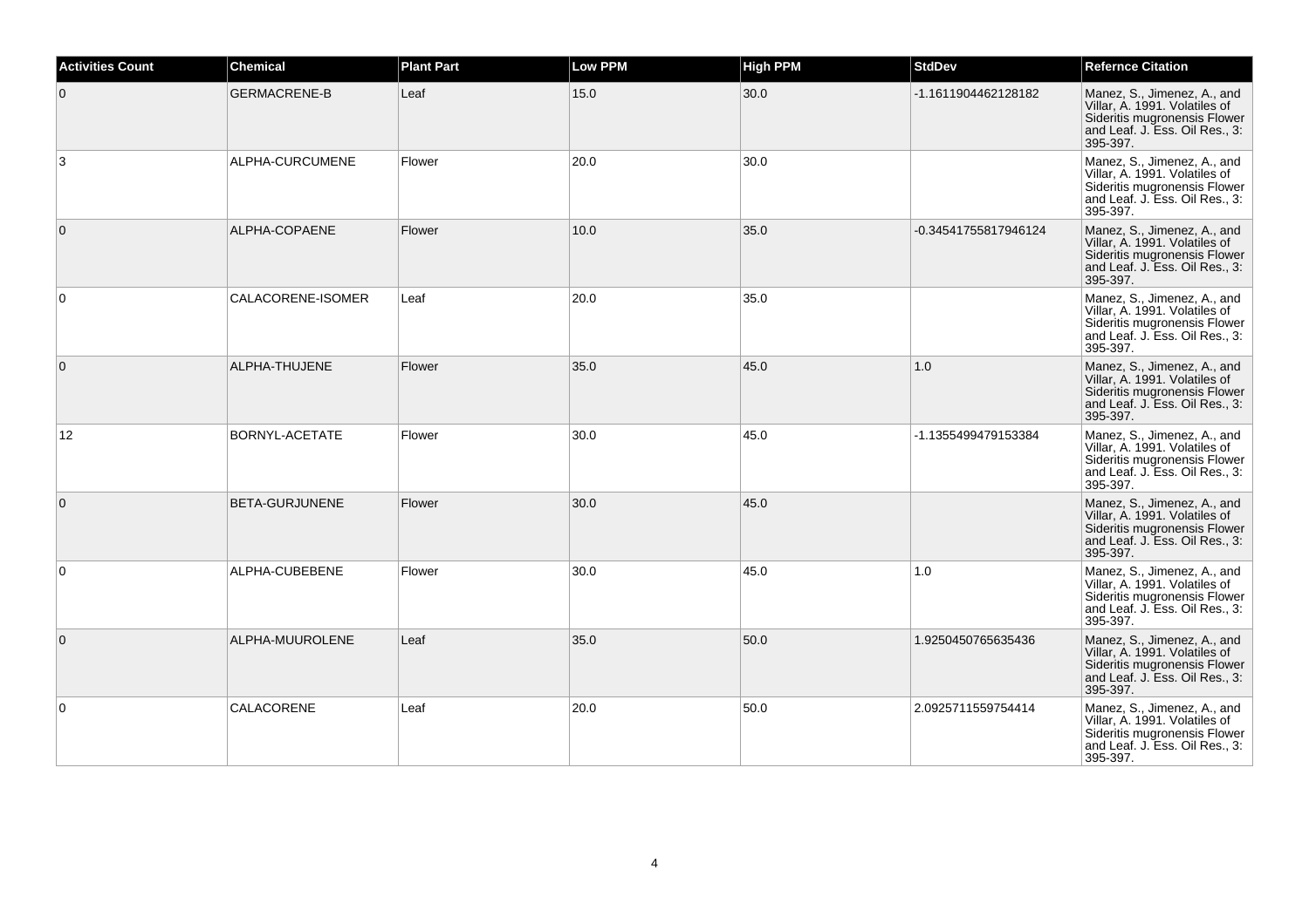| Activities Count | Chemical | Plant Part | Low PPM | High PPM | StdDev | Refernce Citation |
| --- | --- | --- | --- | --- | --- | --- |
| 0 | GERMACRENE-B | Leaf | 15.0 | 30.0 | -1.1611904462128182 | Manez, S., Jimenez, A., and Villar, A. 1991. Volatiles of Sideritis mugronensis Flower and Leaf. J. Ess. Oil Res., 3: 395-397. |
| 3 | ALPHA-CURCUMENE | Flower | 20.0 | 30.0 | | Manez, S., Jimenez, A., and Villar, A. 1991. Volatiles of Sideritis mugronensis Flower and Leaf. J. Ess. Oil Res., 3: 395-397. |
| 0 | ALPHA-COPAENE | Flower | 10.0 | 35.0 | -0.34541755817946124 | Manez, S., Jimenez, A., and Villar, A. 1991. Volatiles of Sideritis mugronensis Flower and Leaf. J. Ess. Oil Res., 3: 395-397. |
| 0 | CALACORENE-ISOMER | Leaf | 20.0 | 35.0 | | Manez, S., Jimenez, A., and Villar, A. 1991. Volatiles of Sideritis mugronensis Flower and Leaf. J. Ess. Oil Res., 3: 395-397. |
| 0 | ALPHA-THUJENE | Flower | 35.0 | 45.0 | 1.0 | Manez, S., Jimenez, A., and Villar, A. 1991. Volatiles of Sideritis mugronensis Flower and Leaf. J. Ess. Oil Res., 3: 395-397. |
| 12 | BORNYL-ACETATE | Flower | 30.0 | 45.0 | -1.1355499479153384 | Manez, S., Jimenez, A., and Villar, A. 1991. Volatiles of Sideritis mugronensis Flower and Leaf. J. Ess. Oil Res., 3: 395-397. |
| 0 | BETA-GURJUNENE | Flower | 30.0 | 45.0 | | Manez, S., Jimenez, A., and Villar, A. 1991. Volatiles of Sideritis mugronensis Flower and Leaf. J. Ess. Oil Res., 3: 395-397. |
| 0 | ALPHA-CUBEBENE | Flower | 30.0 | 45.0 | 1.0 | Manez, S., Jimenez, A., and Villar, A. 1991. Volatiles of Sideritis mugronensis Flower and Leaf. J. Ess. Oil Res., 3: 395-397. |
| 0 | ALPHA-MUUROLENE | Leaf | 35.0 | 50.0 | 1.9250450765635436 | Manez, S., Jimenez, A., and Villar, A. 1991. Volatiles of Sideritis mugronensis Flower and Leaf. J. Ess. Oil Res., 3: 395-397. |
| 0 | CALACORENE | Leaf | 20.0 | 50.0 | 2.0925711559754414 | Manez, S., Jimenez, A., and Villar, A. 1991. Volatiles of Sideritis mugronensis Flower and Leaf. J. Ess. Oil Res., 3: 395-397. |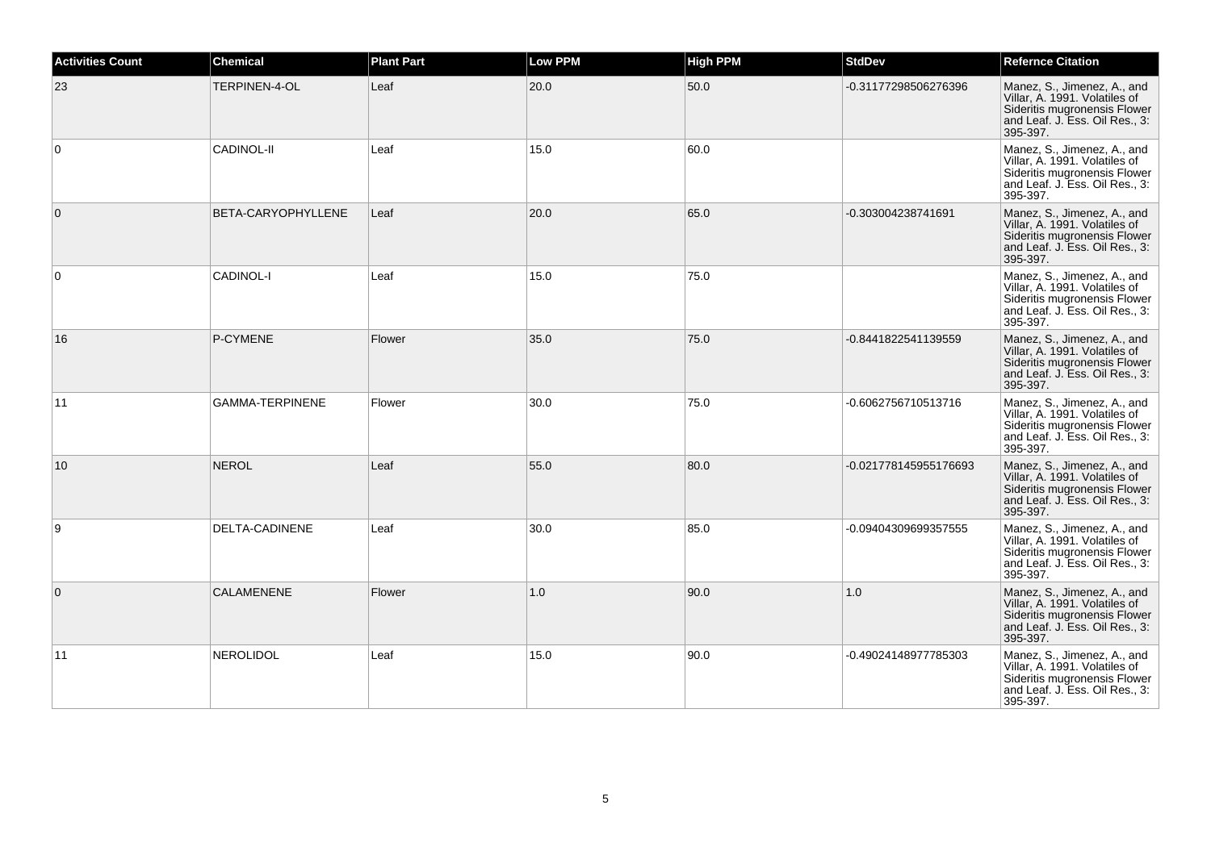| Activities Count | Chemical | Plant Part | Low PPM | High PPM | StdDev | Refernce Citation |
| --- | --- | --- | --- | --- | --- | --- |
| 23 | TERPINEN-4-OL | Leaf | 20.0 | 50.0 | -0.31177298506276396 | Manez, S., Jimenez, A., and Villar, A. 1991. Volatiles of Sideritis mugronensis Flower and Leaf. J. Ess. Oil Res., 3: 395-397. |
| 0 | CADINOL-II | Leaf | 15.0 | 60.0 | | Manez, S., Jimenez, A., and Villar, A. 1991. Volatiles of Sideritis mugronensis Flower and Leaf. J. Ess. Oil Res., 3: 395-397. |
| 0 | BETA-CARYOPHYLLENE | Leaf | 20.0 | 65.0 | -0.303004238741691 | Manez, S., Jimenez, A., and Villar, A. 1991. Volatiles of Sideritis mugronensis Flower and Leaf. J. Ess. Oil Res., 3: 395-397. |
| 0 | CADINOL-I | Leaf | 15.0 | 75.0 | | Manez, S., Jimenez, A., and Villar, A. 1991. Volatiles of Sideritis mugronensis Flower and Leaf. J. Ess. Oil Res., 3: 395-397. |
| 16 | P-CYMENE | Flower | 35.0 | 75.0 | -0.8441822541139559 | Manez, S., Jimenez, A., and Villar, A. 1991. Volatiles of Sideritis mugronensis Flower and Leaf. J. Ess. Oil Res., 3: 395-397. |
| 11 | GAMMA-TERPINENE | Flower | 30.0 | 75.0 | -0.6062756710513716 | Manez, S., Jimenez, A., and Villar, A. 1991. Volatiles of Sideritis mugronensis Flower and Leaf. J. Ess. Oil Res., 3: 395-397. |
| 10 | NEROL | Leaf | 55.0 | 80.0 | -0.021778145955176693 | Manez, S., Jimenez, A., and Villar, A. 1991. Volatiles of Sideritis mugronensis Flower and Leaf. J. Ess. Oil Res., 3: 395-397. |
| 9 | DELTA-CADINENE | Leaf | 30.0 | 85.0 | -0.09404309699357555 | Manez, S., Jimenez, A., and Villar, A. 1991. Volatiles of Sideritis mugronensis Flower and Leaf. J. Ess. Oil Res., 3: 395-397. |
| 0 | CALAMENENE | Flower | 1.0 | 90.0 | 1.0 | Manez, S., Jimenez, A., and Villar, A. 1991. Volatiles of Sideritis mugronensis Flower and Leaf. J. Ess. Oil Res., 3: 395-397. |
| 11 | NEROLIDOL | Leaf | 15.0 | 90.0 | -0.49024148977785303 | Manez, S., Jimenez, A., and Villar, A. 1991. Volatiles of Sideritis mugronensis Flower and Leaf. J. Ess. Oil Res., 3: 395-397. |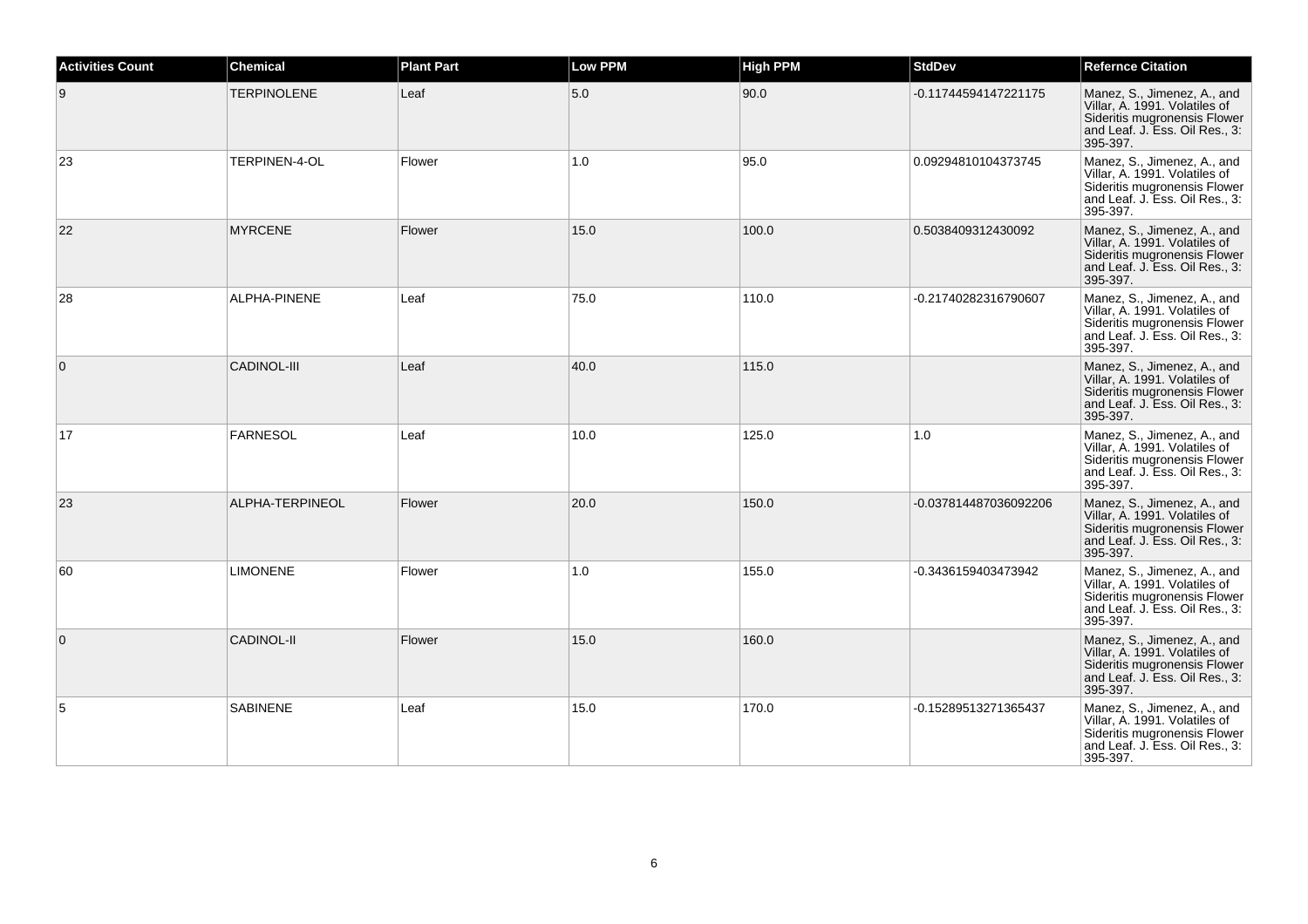| Activities Count | Chemical | Plant Part | Low PPM | High PPM | StdDev | Refernce Citation |
|---|---|---|---|---|---|---|
| 9 | TERPINOLENE | Leaf | 5.0 | 90.0 | -0.11744594147221175 | Manez, S., Jimenez, A., and Villar, A. 1991. Volatiles of Sideritis mugronensis Flower and Leaf. J. Ess. Oil Res., 3: 395-397. |
| 23 | TERPINEN-4-OL | Flower | 1.0 | 95.0 | 0.09294810104373745 | Manez, S., Jimenez, A., and Villar, A. 1991. Volatiles of Sideritis mugronensis Flower and Leaf. J. Ess. Oil Res., 3: 395-397. |
| 22 | MYRCENE | Flower | 15.0 | 100.0 | 0.5038409312430092 | Manez, S., Jimenez, A., and Villar, A. 1991. Volatiles of Sideritis mugronensis Flower and Leaf. J. Ess. Oil Res., 3: 395-397. |
| 28 | ALPHA-PINENE | Leaf | 75.0 | 110.0 | -0.21740282316790607 | Manez, S., Jimenez, A., and Villar, A. 1991. Volatiles of Sideritis mugronensis Flower and Leaf. J. Ess. Oil Res., 3: 395-397. |
| 0 | CADINOL-III | Leaf | 40.0 | 115.0 | | Manez, S., Jimenez, A., and Villar, A. 1991. Volatiles of Sideritis mugronensis Flower and Leaf. J. Ess. Oil Res., 3: 395-397. |
| 17 | FARNESOL | Leaf | 10.0 | 125.0 | 1.0 | Manez, S., Jimenez, A., and Villar, A. 1991. Volatiles of Sideritis mugronensis Flower and Leaf. J. Ess. Oil Res., 3: 395-397. |
| 23 | ALPHA-TERPINEOL | Flower | 20.0 | 150.0 | -0.037814487036092206 | Manez, S., Jimenez, A., and Villar, A. 1991. Volatiles of Sideritis mugronensis Flower and Leaf. J. Ess. Oil Res., 3: 395-397. |
| 60 | LIMONENE | Flower | 1.0 | 155.0 | -0.3436159403473942 | Manez, S., Jimenez, A., and Villar, A. 1991. Volatiles of Sideritis mugronensis Flower and Leaf. J. Ess. Oil Res., 3: 395-397. |
| 0 | CADINOL-II | Flower | 15.0 | 160.0 | | Manez, S., Jimenez, A., and Villar, A. 1991. Volatiles of Sideritis mugronensis Flower and Leaf. J. Ess. Oil Res., 3: 395-397. |
| 5 | SABINENE | Leaf | 15.0 | 170.0 | -0.15289513271365437 | Manez, S., Jimenez, A., and Villar, A. 1991. Volatiles of Sideritis mugronensis Flower and Leaf. J. Ess. Oil Res., 3: 395-397. |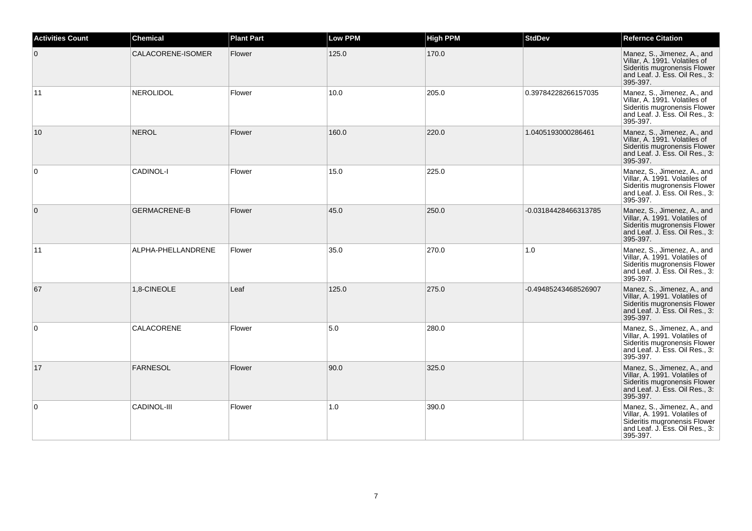| Activities Count | Chemical | Plant Part | Low PPM | High PPM | StdDev | Refernce Citation |
|---|---|---|---|---|---|---|
| 0 | CALACORENE-ISOMER | Flower | 125.0 | 170.0 | | Manez, S., Jimenez, A., and Villar, A. 1991. Volatiles of Sideritis mugronensis Flower and Leaf. J. Ess. Oil Res., 3: 395-397. |
| 11 | NEROLIDOL | Flower | 10.0 | 205.0 | 0.39784228266157035 | Manez, S., Jimenez, A., and Villar, A. 1991. Volatiles of Sideritis mugronensis Flower and Leaf. J. Ess. Oil Res., 3: 395-397. |
| 10 | NEROL | Flower | 160.0 | 220.0 | 1.0405193000286461 | Manez, S., Jimenez, A., and Villar, A. 1991. Volatiles of Sideritis mugronensis Flower and Leaf. J. Ess. Oil Res., 3: 395-397. |
| 0 | CADINOL-I | Flower | 15.0 | 225.0 | | Manez, S., Jimenez, A., and Villar, A. 1991. Volatiles of Sideritis mugronensis Flower and Leaf. J. Ess. Oil Res., 3: 395-397. |
| 0 | GERMACRENE-B | Flower | 45.0 | 250.0 | -0.03184428466313785 | Manez, S., Jimenez, A., and Villar, A. 1991. Volatiles of Sideritis mugronensis Flower and Leaf. J. Ess. Oil Res., 3: 395-397. |
| 11 | ALPHA-PHELLANDRENE | Flower | 35.0 | 270.0 | 1.0 | Manez, S., Jimenez, A., and Villar, A. 1991. Volatiles of Sideritis mugronensis Flower and Leaf. J. Ess. Oil Res., 3: 395-397. |
| 67 | 1,8-CINEOLE | Leaf | 125.0 | 275.0 | -0.49485243468526907 | Manez, S., Jimenez, A., and Villar, A. 1991. Volatiles of Sideritis mugronensis Flower and Leaf. J. Ess. Oil Res., 3: 395-397. |
| 0 | CALACORENE | Flower | 5.0 | 280.0 | | Manez, S., Jimenez, A., and Villar, A. 1991. Volatiles of Sideritis mugronensis Flower and Leaf. J. Ess. Oil Res., 3: 395-397. |
| 17 | FARNESOL | Flower | 90.0 | 325.0 | | Manez, S., Jimenez, A., and Villar, A. 1991. Volatiles of Sideritis mugronensis Flower and Leaf. J. Ess. Oil Res., 3: 395-397. |
| 0 | CADINOL-III | Flower | 1.0 | 390.0 | | Manez, S., Jimenez, A., and Villar, A. 1991. Volatiles of Sideritis mugronensis Flower and Leaf. J. Ess. Oil Res., 3: 395-397. |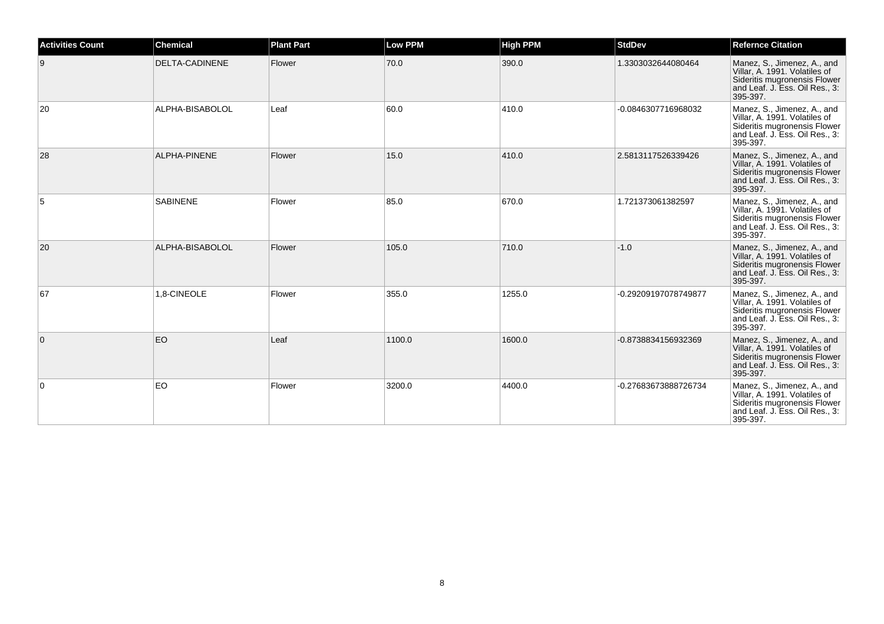| Activities Count | Chemical | Plant Part | Low PPM | High PPM | StdDev | Refernce Citation |
|---|---|---|---|---|---|---|
| 9 | DELTA-CADINENE | Flower | 70.0 | 390.0 | 1.3303032644080464 | Manez, S., Jimenez, A., and Villar, A. 1991. Volatiles of Sideritis mugronensis Flower and Leaf. J. Ess. Oil Res., 3: 395-397. |
| 20 | ALPHA-BISABOLOL | Leaf | 60.0 | 410.0 | -0.0846307716968032 | Manez, S., Jimenez, A., and Villar, A. 1991. Volatiles of Sideritis mugronensis Flower and Leaf. J. Ess. Oil Res., 3: 395-397. |
| 28 | ALPHA-PINENE | Flower | 15.0 | 410.0 | 2.5813117526339426 | Manez, S., Jimenez, A., and Villar, A. 1991. Volatiles of Sideritis mugronensis Flower and Leaf. J. Ess. Oil Res., 3: 395-397. |
| 5 | SABINENE | Flower | 85.0 | 670.0 | 1.721373061382597 | Manez, S., Jimenez, A., and Villar, A. 1991. Volatiles of Sideritis mugronensis Flower and Leaf. J. Ess. Oil Res., 3: 395-397. |
| 20 | ALPHA-BISABOLOL | Flower | 105.0 | 710.0 | -1.0 | Manez, S., Jimenez, A., and Villar, A. 1991. Volatiles of Sideritis mugronensis Flower and Leaf. J. Ess. Oil Res., 3: 395-397. |
| 67 | 1,8-CINEOLE | Flower | 355.0 | 1255.0 | -0.29209197078749877 | Manez, S., Jimenez, A., and Villar, A. 1991. Volatiles of Sideritis mugronensis Flower and Leaf. J. Ess. Oil Res., 3: 395-397. |
| 0 | EO | Leaf | 1100.0 | 1600.0 | -0.8738834156932369 | Manez, S., Jimenez, A., and Villar, A. 1991. Volatiles of Sideritis mugronensis Flower and Leaf. J. Ess. Oil Res., 3: 395-397. |
| 0 | EO | Flower | 3200.0 | 4400.0 | -0.27683673888726734 | Manez, S., Jimenez, A., and Villar, A. 1991. Volatiles of Sideritis mugronensis Flower and Leaf. J. Ess. Oil Res., 3: 395-397. |